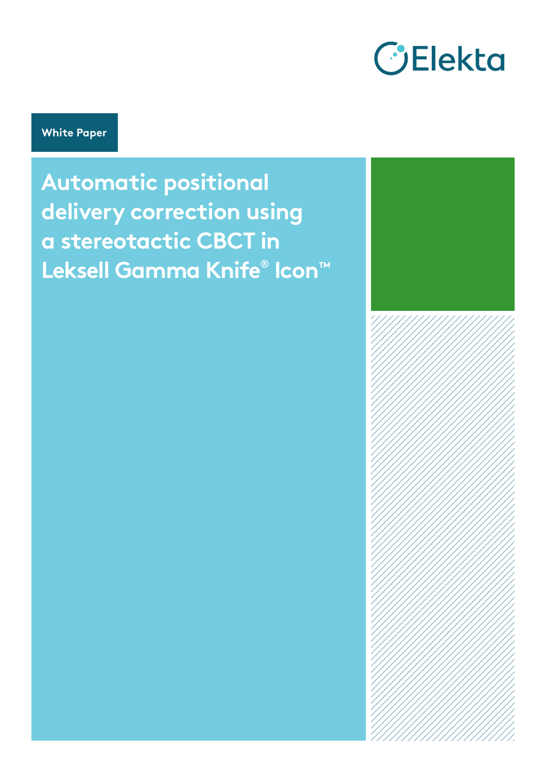Elekta

White Paper

# Automatic positional delivery correction using a stereotactic CBCT in Leksell Gamma Knife® Icon™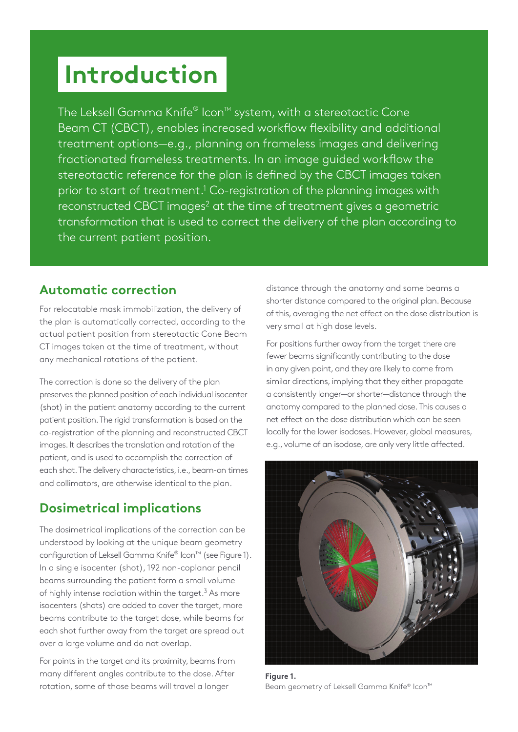# Introduction

The Leksell Gamma Knife® Icon™ system, with a stereotactic Cone Beam CT (CBCT), enables increased workflow flexibility and additional treatment options—e.g., planning on frameless images and delivering fractionated frameless treatments. In an image guided workflow the stereotactic reference for the plan is defined by the CBCT images taken prior to start of treatment.[1] Co-registration of the planning images with reconstructed CBCT images[2] at the time of treatment gives a geometric transformation that is used to correct the delivery of the plan according to the current patient position.

## Automatic correction

For relocatable mask immobilization, the delivery of the plan is automatically corrected, according to the actual patient position from stereotactic Cone Beam CT images taken at the time of treatment, without any mechanical rotations of the patient.

The correction is done so the delivery of the plan preserves the planned position of each individual isocenter (shot) in the patient anatomy according to the current patient position. The rigid transformation is based on the co-registration of the planning and reconstructed CBCT images. It describes the translation and rotation of the patient, and is used to accomplish the correction of each shot. The delivery characteristics, i.e., beam-on times and collimators, are otherwise identical to the plan.

## Dosimetrical implications

The dosimetrical implications of the correction can be understood by looking at the unique beam geometry configuration of Leksell Gamma Knife® Icon™ (see Figure 1). In a single isocenter (shot), 192 non-coplanar pencil beams surrounding the patient form a small volume of highly intense radiation within the target.[3] As more isocenters (shots) are added to cover the target, more beams contribute to the target dose, while beams for each shot further away from the target are spread out over a large volume and do not overlap.

For points in the target and its proximity, beams from many different angles contribute to the dose. After rotation, some of those beams will travel a longer distance through the anatomy and some beams a shorter distance compared to the original plan. Because of this, averaging the net effect on the dose distribution is very small at high dose levels.

For positions further away from the target there are fewer beams significantly contributing to the dose in any given point, and they are likely to come from similar directions, implying that they either propagate a consistently longer—or shorter—distance through the anatomy compared to the planned dose. This causes a net effect on the dose distribution which can be seen locally for the lower isodoses. However, global measures, e.g., volume of an isodose, are only very little affected.

**Figure 1.**
Beam geometry of Leksell Gamma Knife® Icon™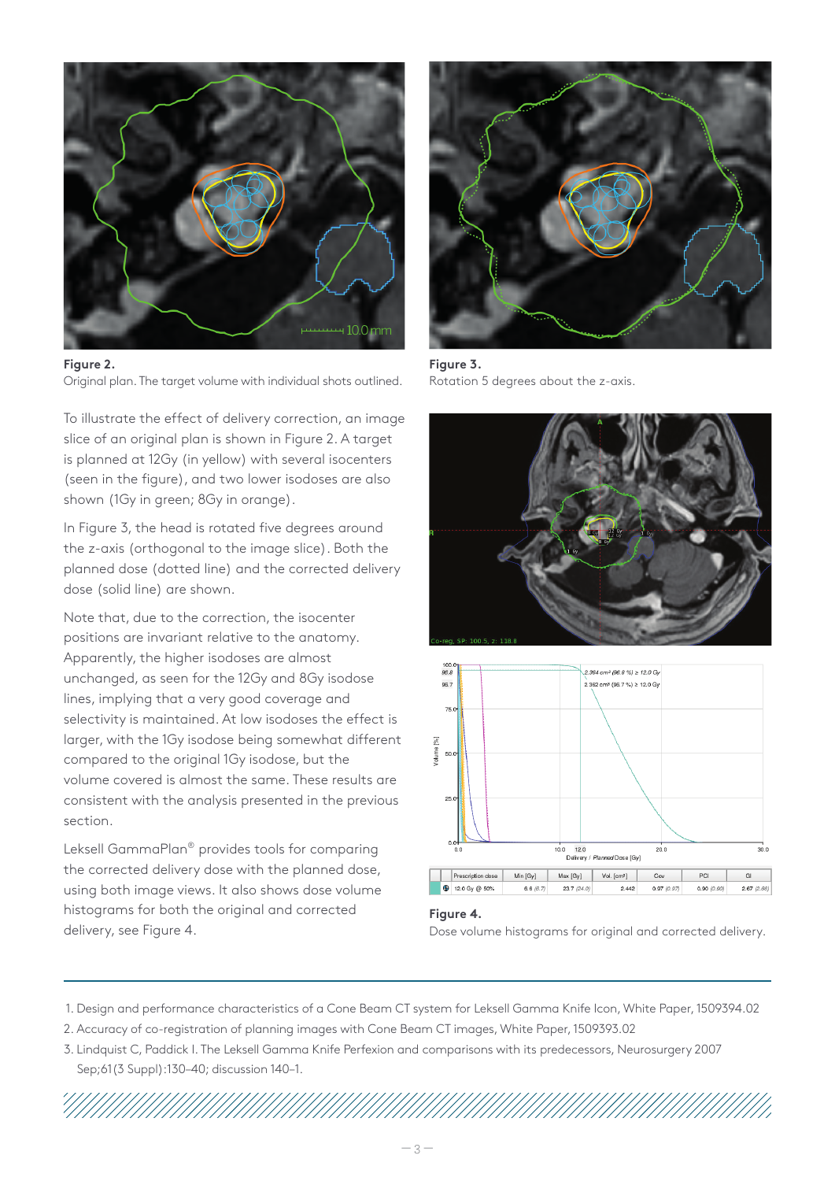**Figure 2.**
Original plan. The target volume with individual shots outlined.

**Figure 3.**
Rotation 5 degrees about the z-axis.

To illustrate the effect of delivery correction, an image slice of an original plan is shown in Figure 2. A target is planned at 12Gy (in yellow) with several isocenters (seen in the figure), and two lower isodoses are also shown (1Gy in green; 8Gy in orange).

In Figure 3, the head is rotated five degrees around the z-axis (orthogonal to the image slice). Both the planned dose (dotted line) and the corrected delivery dose (solid line) are shown.

Note that, due to the correction, the isocenter positions are invariant relative to the anatomy. Apparently, the higher isodoses are almost unchanged, as seen for the 12Gy and 8Gy isodose lines, implying that a very good coverage and selectivity is maintained. At low isodoses the effect is larger, with the 1Gy isodose being somewhat different compared to the original 1Gy isodose, but the volume covered is almost the same. These results are consistent with the analysis presented in the previous section.

Leksell GammaPlan® provides tools for comparing the corrected delivery dose with the planned dose, using both image views. It also shows dose volume histograms for both the original and corrected delivery, see Figure 4.

| Prescription dose | Min [Gy] | Max [Gy] | Vol. [cm³] | Cov | PCI | GI |
|---|---|---|---|---|---|---|
| 12.0 Gy @ 50% | 6.6 (6.7) | 23.7 (24.0) | 2.442 | 0.97 (0.97) | 0.90 (0.90) | 2.67 (2.66) |

**Figure 4.**
Dose volume histograms for original and corrected delivery.

1. Design and performance characteristics of a Cone Beam CT system for Leksell Gamma Knife Icon, White Paper, 1509394.02
2. Accuracy of co-registration of planning images with Cone Beam CT images, White Paper, 1509393.02
3. Lindquist C, Paddick I. The Leksell Gamma Knife Perfexion and comparisons with its predecessors, Neurosurgery 2007 Sep;61(3 Suppl):130–40; discussion 140–1.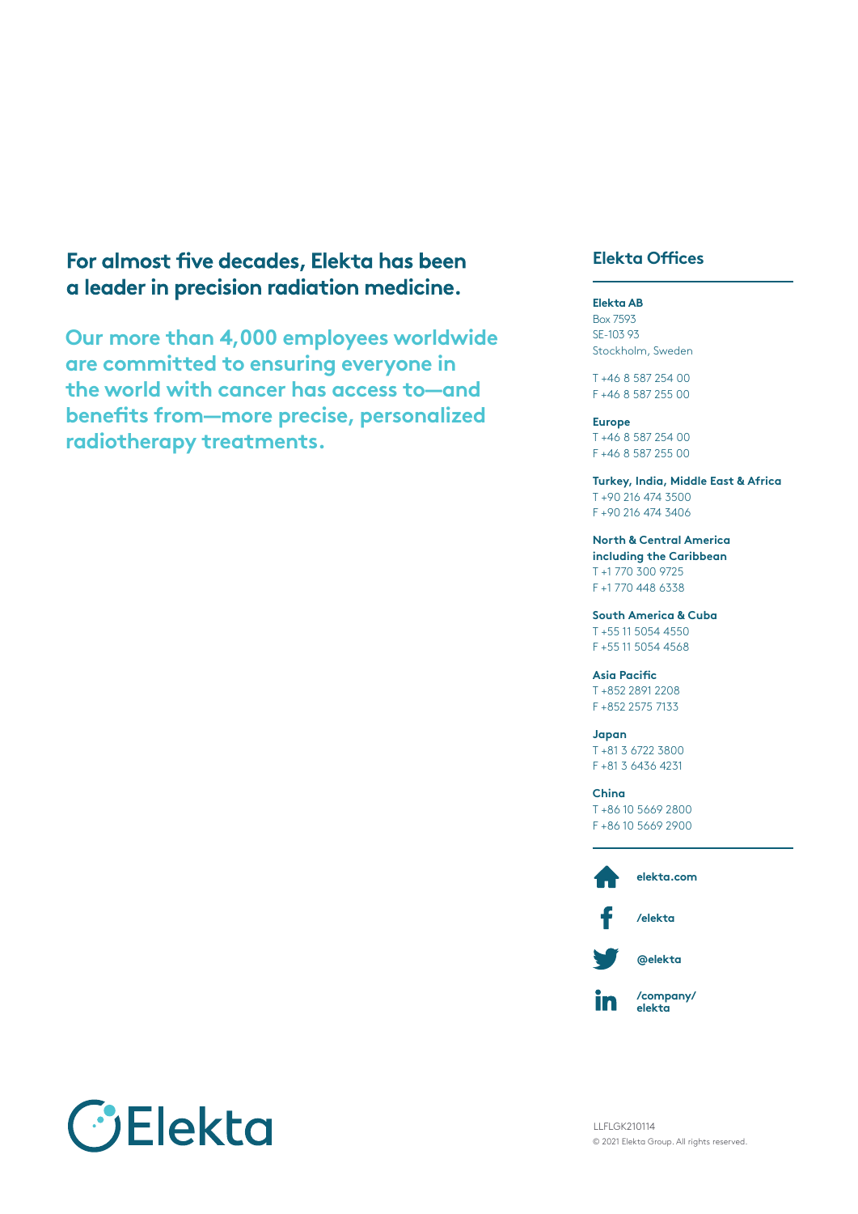**For almost five decades, Elekta has been a leader in precision radiation medicine.**

**Our more than 4,000 employees worldwide are committed to ensuring everyone in the world with cancer has access to—and benefits from—more precise, personalized radiotherapy treatments.**

## Elekta Offices

**Elekta AB**
Box 7593
SE-103 93
Stockholm, Sweden

T +46 8 587 254 00
F +46 8 587 255 00

**Europe**
T +46 8 587 254 00
F +46 8 587 255 00

**Turkey, India, Middle East & Africa**
T +90 216 474 3500
F +90 216 474 3406

**North & Central America including the Caribbean**
T +1 770 300 9725
F +1 770 448 6338

**South America & Cuba**
T +55 11 5054 4550
F +55 11 5054 4568

**Asia Pacific**
T +852 2891 2208
F +852 2575 7133

**Japan**
T +81 3 6722 3800
F +81 3 6436 4231

**China**
T +86 10 5669 2800
F +86 10 5669 2900

**elekta.com**

**/elekta**

**@elekta**

**/company/elekta**

Elekta

LLFLGK210114
© 2021 Elekta Group. All rights reserved.